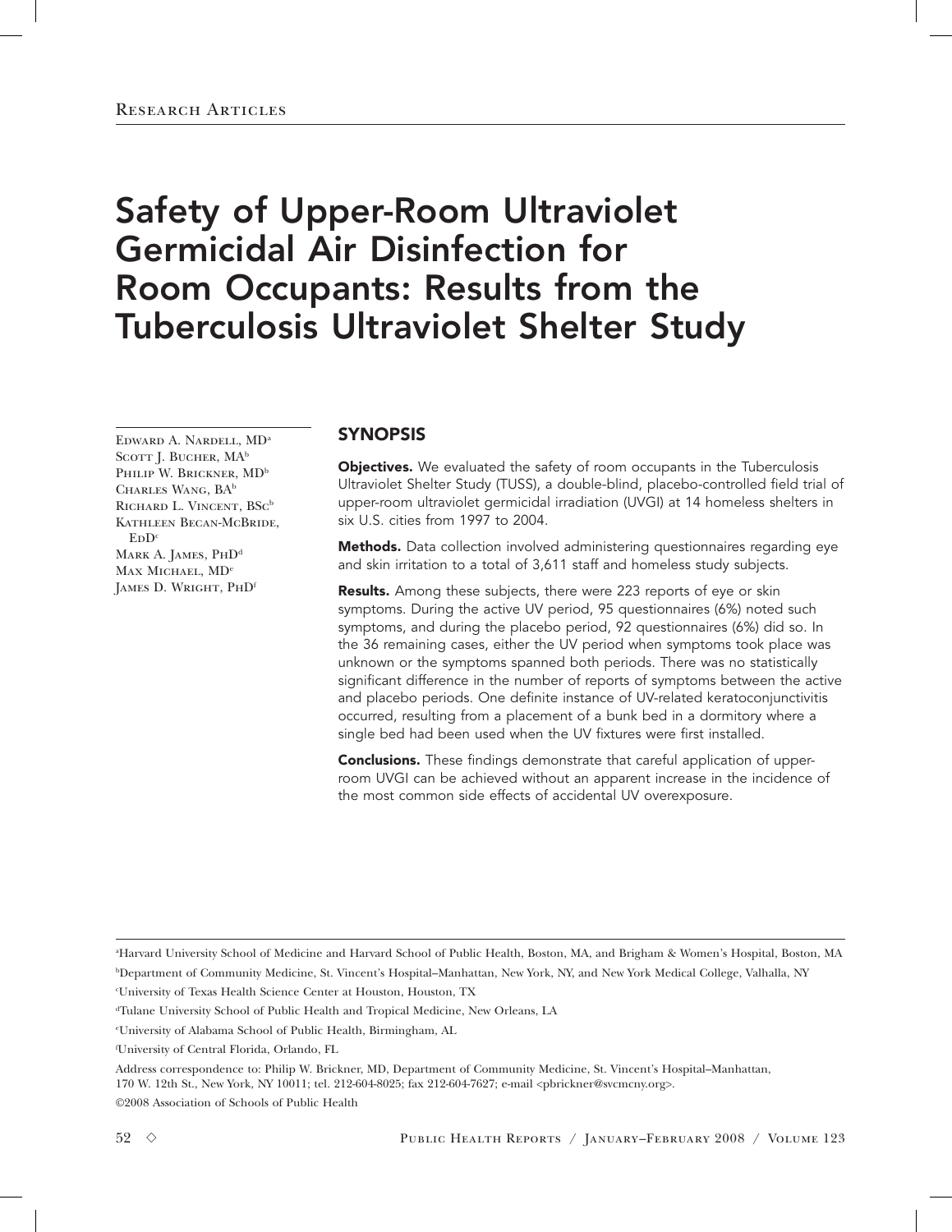# Safety of Upper-Room Ultraviolet Germicidal Air Disinfection for Room Occupants: Results from the Tuberculosis Ultraviolet Shelter Study

Edward A. Nardell, MD[a]
Scott J. Bucher, MA[b]
Philip W. Brickner, MD[b]
Charles Wang, BA[b]
Richard L. Vincent, BSc[b]
Kathleen Becan-McBride, EdD[c]
Mark A. James, PhD[d]
Max Michael, MD[e]
James D. Wright, PhD[f]

## SYNOPSIS

**Objectives.** We evaluated the safety of room occupants in the Tuberculosis Ultraviolet Shelter Study (TUSS), a double-blind, placebo-controlled field trial of upper-room ultraviolet germicidal irradiation (UVGI) at 14 homeless shelters in six U.S. cities from 1997 to 2004.

**Methods.** Data collection involved administering questionnaires regarding eye and skin irritation to a total of 3,611 staff and homeless study subjects.

**Results.** Among these subjects, there were 223 reports of eye or skin symptoms. During the active UV period, 95 questionnaires (6%) noted such symptoms, and during the placebo period, 92 questionnaires (6%) did so. In the 36 remaining cases, either the UV period when symptoms took place was unknown or the symptoms spanned both periods. There was no statistically significant difference in the number of reports of symptoms between the active and placebo periods. One definite instance of UV-related keratoconjunctivitis occurred, resulting from a placement of a bunk bed in a dormitory where a single bed had been used when the UV fixtures were first installed.

**Conclusions.** These findings demonstrate that careful application of upper-room UVGI can be achieved without an apparent increase in the incidence of the most common side effects of accidental UV overexposure.

[a]Harvard University School of Medicine and Harvard School of Public Health, Boston, MA, and Brigham & Women's Hospital, Boston, MA

[b]Department of Community Medicine, St. Vincent's Hospital–Manhattan, New York, NY, and New York Medical College, Valhalla, NY

[c]University of Texas Health Science Center at Houston, Houston, TX

[d]Tulane University School of Public Health and Tropical Medicine, New Orleans, LA

[e]University of Alabama School of Public Health, Birmingham, AL

[f]University of Central Florida, Orlando, FL

Address correspondence to: Philip W. Brickner, MD, Department of Community Medicine, St. Vincent's Hospital–Manhattan, 170 W. 12th St., New York, NY 10011; tel. 212-604-8025; fax 212-604-7627; e-mail <pbrickner@svcmcny.org>.

©2008 Association of Schools of Public Health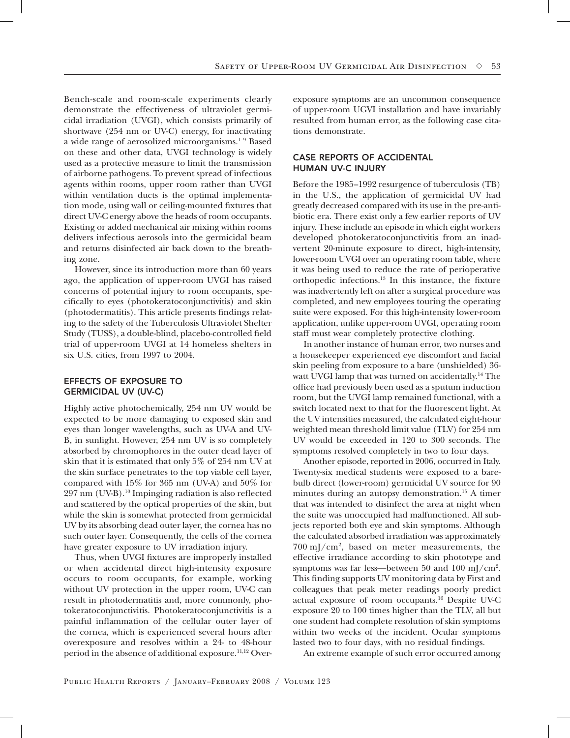Bench-scale and room-scale experiments clearly demonstrate the effectiveness of ultraviolet germicidal irradiation (UVGI), which consists primarily of shortwave (254 nm or UV-C) energy, for inactivating a wide range of aerosolized microorganisms.[1–9] Based on these and other data, UVGI technology is widely used as a protective measure to limit the transmission of airborne pathogens. To prevent spread of infectious agents within rooms, upper room rather than UVGI within ventilation ducts is the optimal implementation mode, using wall or ceiling-mounted fixtures that direct UV-C energy above the heads of room occupants. Existing or added mechanical air mixing within rooms delivers infectious aerosols into the germicidal beam and returns disinfected air back down to the breathing zone.

However, since its introduction more than 60 years ago, the application of upper-room UVGI has raised concerns of potential injury to room occupants, specifically to eyes (photokeratoconjunctivitis) and skin (photodermatitis). This article presents findings relating to the safety of the Tuberculosis Ultraviolet Shelter Study (TUSS), a double-blind, placebo-controlled field trial of upper-room UVGI at 14 homeless shelters in six U.S. cities, from 1997 to 2004.

## EFFECTS OF EXPOSURE TO GERMICIDAL UV (UV-C)

Highly active photochemically, 254 nm UV would be expected to be more damaging to exposed skin and eyes than longer wavelengths, such as UV-A and UV-B, in sunlight. However, 254 nm UV is so completely absorbed by chromophores in the outer dead layer of skin that it is estimated that only 5% of 254 nm UV at the skin surface penetrates to the top viable cell layer, compared with 15% for 365 nm (UV-A) and 50% for 297 nm (UV-B).[10] Impinging radiation is also reflected and scattered by the optical properties of the skin, but while the skin is somewhat protected from germicidal UV by its absorbing dead outer layer, the cornea has no such outer layer. Consequently, the cells of the cornea have greater exposure to UV irradiation injury.

Thus, when UVGI fixtures are improperly installed or when accidental direct high-intensity exposure occurs to room occupants, for example, working without UV protection in the upper room, UV-C can result in photodermatitis and, more commonly, photokeratoconjunctivitis. Photokeratoconjunctivitis is a painful inflammation of the cellular outer layer of the cornea, which is experienced several hours after overexposure and resolves within a 24- to 48-hour period in the absence of additional exposure.[11,12] Overexposure symptoms are an uncommon consequence of upper-room UGVI installation and have invariably resulted from human error, as the following case citations demonstrate.

## CASE REPORTS OF ACCIDENTAL HUMAN UV-C INJURY

Before the 1985–1992 resurgence of tuberculosis (TB) in the U.S., the application of germicidal UV had greatly decreased compared with its use in the pre-antibiotic era. There exist only a few earlier reports of UV injury. These include an episode in which eight workers developed photokeratoconjunctivitis from an inadvertent 20-minute exposure to direct, high-intensity, lower-room UVGI over an operating room table, where it was being used to reduce the rate of perioperative orthopedic infections.[13] In this instance, the fixture was inadvertently left on after a surgical procedure was completed, and new employees touring the operating suite were exposed. For this high-intensity lower-room application, unlike upper-room UVGI, operating room staff must wear completely protective clothing.

In another instance of human error, two nurses and a housekeeper experienced eye discomfort and facial skin peeling from exposure to a bare (unshielded) 36-watt UVGI lamp that was turned on accidentally.[14] The office had previously been used as a sputum induction room, but the UVGI lamp remained functional, with a switch located next to that for the fluorescent light. At the UV intensities measured, the calculated eight-hour weighted mean threshold limit value (TLV) for 254 nm UV would be exceeded in 120 to 300 seconds. The symptoms resolved completely in two to four days.

Another episode, reported in 2006, occurred in Italy. Twenty-six medical students were exposed to a bare-bulb direct (lower-room) germicidal UV source for 90 minutes during an autopsy demonstration.[15] A timer that was intended to disinfect the area at night when the suite was unoccupied had malfunctioned. All subjects reported both eye and skin symptoms. Although the calculated absorbed irradiation was approximately 700 mJ/cm$^2$, based on meter measurements, the effective irradiance according to skin phototype and symptoms was far less—between 50 and 100 mJ/cm$^2$. This finding supports UV monitoring data by First and colleagues that peak meter readings poorly predict actual exposure of room occupants.[16] Despite UV-C exposure 20 to 100 times higher than the TLV, all but one student had complete resolution of skin symptoms within two weeks of the incident. Ocular symptoms lasted two to four days, with no residual findings.

An extreme example of such error occurred among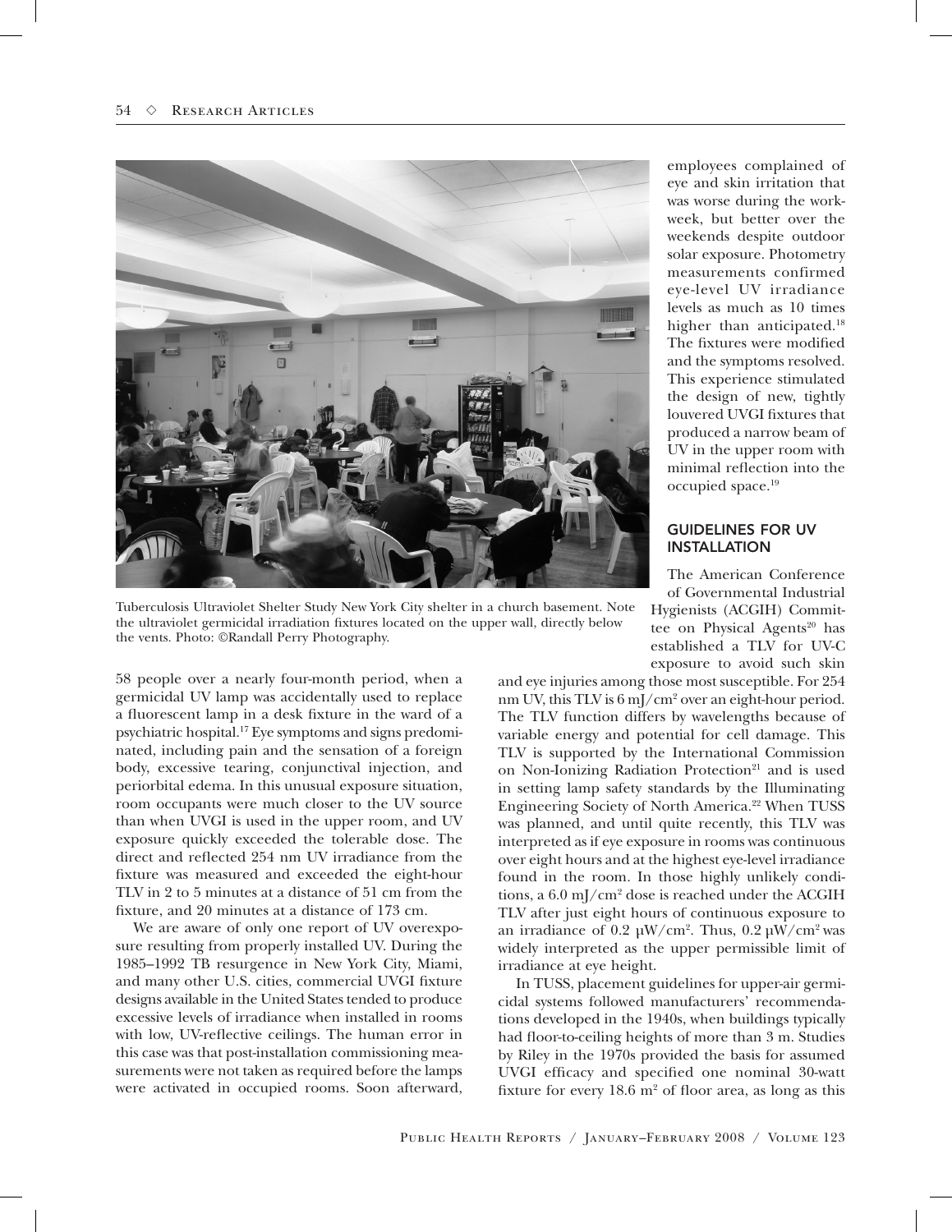Tuberculosis Ultraviolet Shelter Study New York City shelter in a church basement. Note the ultraviolet germicidal irradiation fixtures located on the upper wall, directly below the vents. Photo: ©Randall Perry Photography.

58 people over a nearly four-month period, when a germicidal UV lamp was accidentally used to replace a fluorescent lamp in a desk fixture in the ward of a psychiatric hospital.[17] Eye symptoms and signs predominated, including pain and the sensation of a foreign body, excessive tearing, conjunctival injection, and periorbital edema. In this unusual exposure situation, room occupants were much closer to the UV source than when UVGI is used in the upper room, and UV exposure quickly exceeded the tolerable dose. The direct and reflected 254 nm UV irradiance from the fixture was measured and exceeded the eight-hour TLV in 2 to 5 minutes at a distance of 51 cm from the fixture, and 20 minutes at a distance of 173 cm.

We are aware of only one report of UV overexposure resulting from properly installed UV. During the 1985–1992 TB resurgence in New York City, Miami, and many other U.S. cities, commercial UVGI fixture designs available in the United States tended to produce excessive levels of irradiance when installed in rooms with low, UV-reflective ceilings. The human error in this case was that post-installation commissioning measurements were not taken as required before the lamps were activated in occupied rooms. Soon afterward, employees complained of eye and skin irritation that was worse during the workweek, but better over the weekends despite outdoor solar exposure. Photometry measurements confirmed eye-level UV irradiance levels as much as 10 times higher than anticipated.[18] The fixtures were modified and the symptoms resolved. This experience stimulated the design of new, tightly louvered UVGI fixtures that produced a narrow beam of UV in the upper room with minimal reflection into the occupied space.[19]

## GUIDELINES FOR UV INSTALLATION

The American Conference of Governmental Industrial Hygienists (ACGIH) Committee on Physical Agents[20] has established a TLV for UV-C exposure to avoid such skin and eye injuries among those most susceptible. For 254 nm UV, this TLV is 6 mJ/cm$^2$ over an eight-hour period. The TLV function differs by wavelengths because of variable energy and potential for cell damage. This TLV is supported by the International Commission on Non-Ionizing Radiation Protection[21] and is used in setting lamp safety standards by the Illuminating Engineering Society of North America.[22] When TUSS was planned, and until quite recently, this TLV was interpreted as if eye exposure in rooms was continuous over eight hours and at the highest eye-level irradiance found in the room. In those highly unlikely conditions, a 6.0 mJ/cm$^2$ dose is reached under the ACGIH TLV after just eight hours of continuous exposure to an irradiance of 0.2 μW/cm$^2$. Thus, 0.2 μW/cm$^2$ was widely interpreted as the upper permissible limit of irradiance at eye height.

In TUSS, placement guidelines for upper-air germicidal systems followed manufacturers' recommendations developed in the 1940s, when buildings typically had floor-to-ceiling heights of more than 3 m. Studies by Riley in the 1970s provided the basis for assumed UVGI efficacy and specified one nominal 30-watt fixture for every 18.6 m$^2$ of floor area, as long as this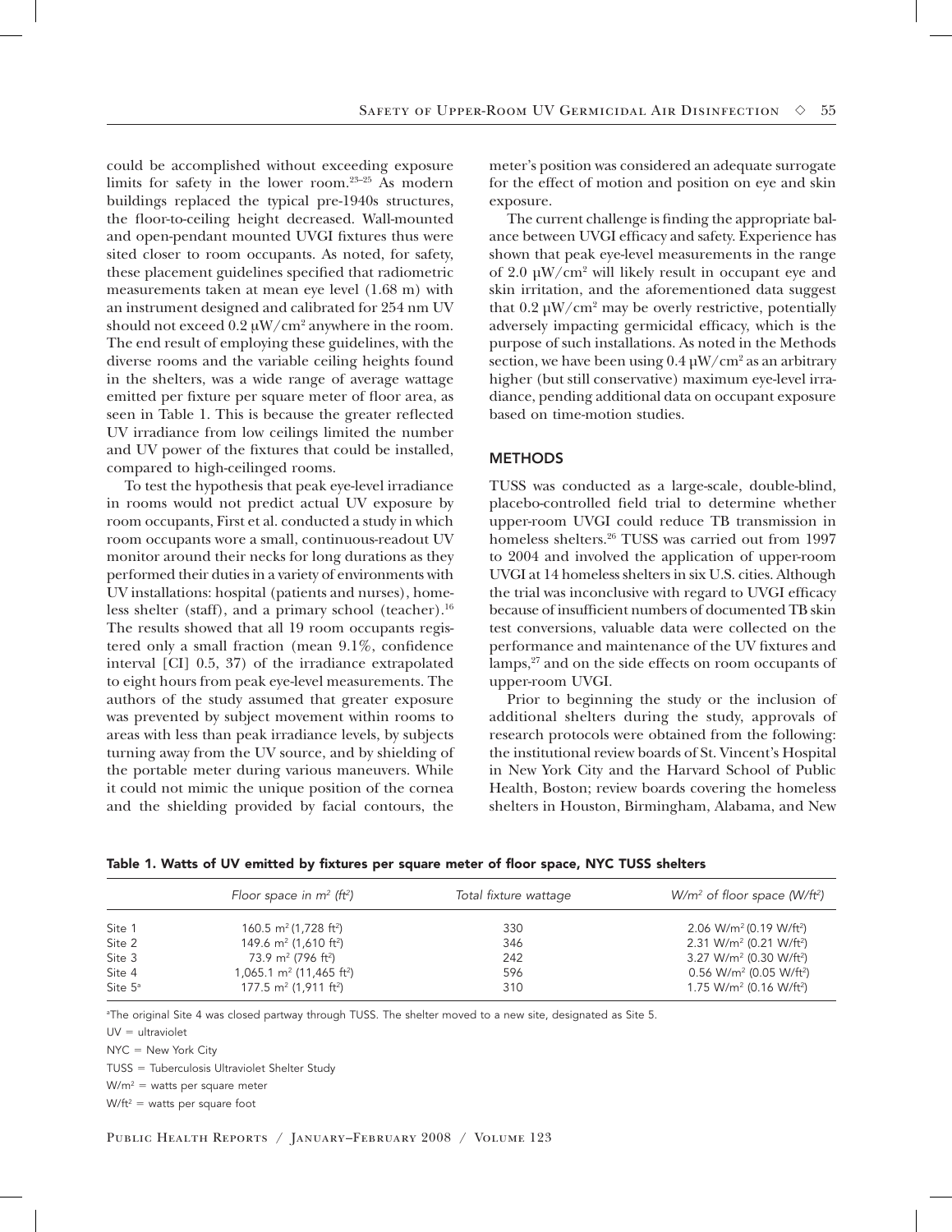could be accomplished without exceeding exposure limits for safety in the lower room.[23–25] As modern buildings replaced the typical pre-1940s structures, the floor-to-ceiling height decreased. Wall-mounted and open-pendant mounted UVGI fixtures thus were sited closer to room occupants. As noted, for safety, these placement guidelines specified that radiometric measurements taken at mean eye level (1.68 m) with an instrument designed and calibrated for 254 nm UV should not exceed 0.2 μW/cm² anywhere in the room. The end result of employing these guidelines, with the diverse rooms and the variable ceiling heights found in the shelters, was a wide range of average wattage emitted per fixture per square meter of floor area, as seen in Table 1. This is because the greater reflected UV irradiance from low ceilings limited the number and UV power of the fixtures that could be installed, compared to high-ceilinged rooms.

To test the hypothesis that peak eye-level irradiance in rooms would not predict actual UV exposure by room occupants, First et al. conducted a study in which room occupants wore a small, continuous-readout UV monitor around their necks for long durations as they performed their duties in a variety of environments with UV installations: hospital (patients and nurses), homeless shelter (staff), and a primary school (teacher).[16] The results showed that all 19 room occupants registered only a small fraction (mean 9.1%, confidence interval [CI] 0.5, 37) of the irradiance extrapolated to eight hours from peak eye-level measurements. The authors of the study assumed that greater exposure was prevented by subject movement within rooms to areas with less than peak irradiance levels, by subjects turning away from the UV source, and by shielding of the portable meter during various maneuvers. While it could not mimic the unique position of the cornea and the shielding provided by facial contours, the meter's position was considered an adequate surrogate for the effect of motion and position on eye and skin exposure.

The current challenge is finding the appropriate balance between UVGI efficacy and safety. Experience has shown that peak eye-level measurements in the range of 2.0 μW/cm² will likely result in occupant eye and skin irritation, and the aforementioned data suggest that 0.2 μW/cm² may be overly restrictive, potentially adversely impacting germicidal efficacy, which is the purpose of such installations. As noted in the Methods section, we have been using 0.4 μW/cm² as an arbitrary higher (but still conservative) maximum eye-level irradiance, pending additional data on occupant exposure based on time-motion studies.

## METHODS

TUSS was conducted as a large-scale, double-blind, placebo-controlled field trial to determine whether upper-room UVGI could reduce TB transmission in homeless shelters.[26] TUSS was carried out from 1997 to 2004 and involved the application of upper-room UVGI at 14 homeless shelters in six U.S. cities. Although the trial was inconclusive with regard to UVGI efficacy because of insufficient numbers of documented TB skin test conversions, valuable data were collected on the performance and maintenance of the UV fixtures and lamps,[27] and on the side effects on room occupants of upper-room UVGI.

Prior to beginning the study or the inclusion of additional shelters during the study, approvals of research protocols were obtained from the following: the institutional review boards of St. Vincent's Hospital in New York City and the Harvard School of Public Health, Boston; review boards covering the homeless shelters in Houston, Birmingham, Alabama, and New

**Table 1. Watts of UV emitted by fixtures per square meter of floor space, NYC TUSS shelters**

| | *Floor space in m² (ft²)* | *Total fixture wattage* | *W/m² of floor space (W/ft²)* |
|---|---|---|---|
| Site 1 | 160.5 m² (1,728 ft²) | 330 | 2.06 W/m² (0.19 W/ft²) |
| Site 2 | 149.6 m² (1,610 ft²) | 346 | 2.31 W/m² (0.21 W/ft²) |
| Site 3 | 73.9 m² (796 ft²) | 242 | 3.27 W/m² (0.30 W/ft²) |
| Site 4 | 1,065.1 m² (11,465 ft²) | 596 | 0.56 W/m² (0.05 W/ft²) |
| Site 5[a] | 177.5 m² (1,911 ft²) | 310 | 1.75 W/m² (0.16 W/ft²) |

[a]The original Site 4 was closed partway through TUSS. The shelter moved to a new site, designated as Site 5.

UV = ultraviolet

NYC = New York City

TUSS = Tuberculosis Ultraviolet Shelter Study

W/m² = watts per square meter

W/ft² = watts per square foot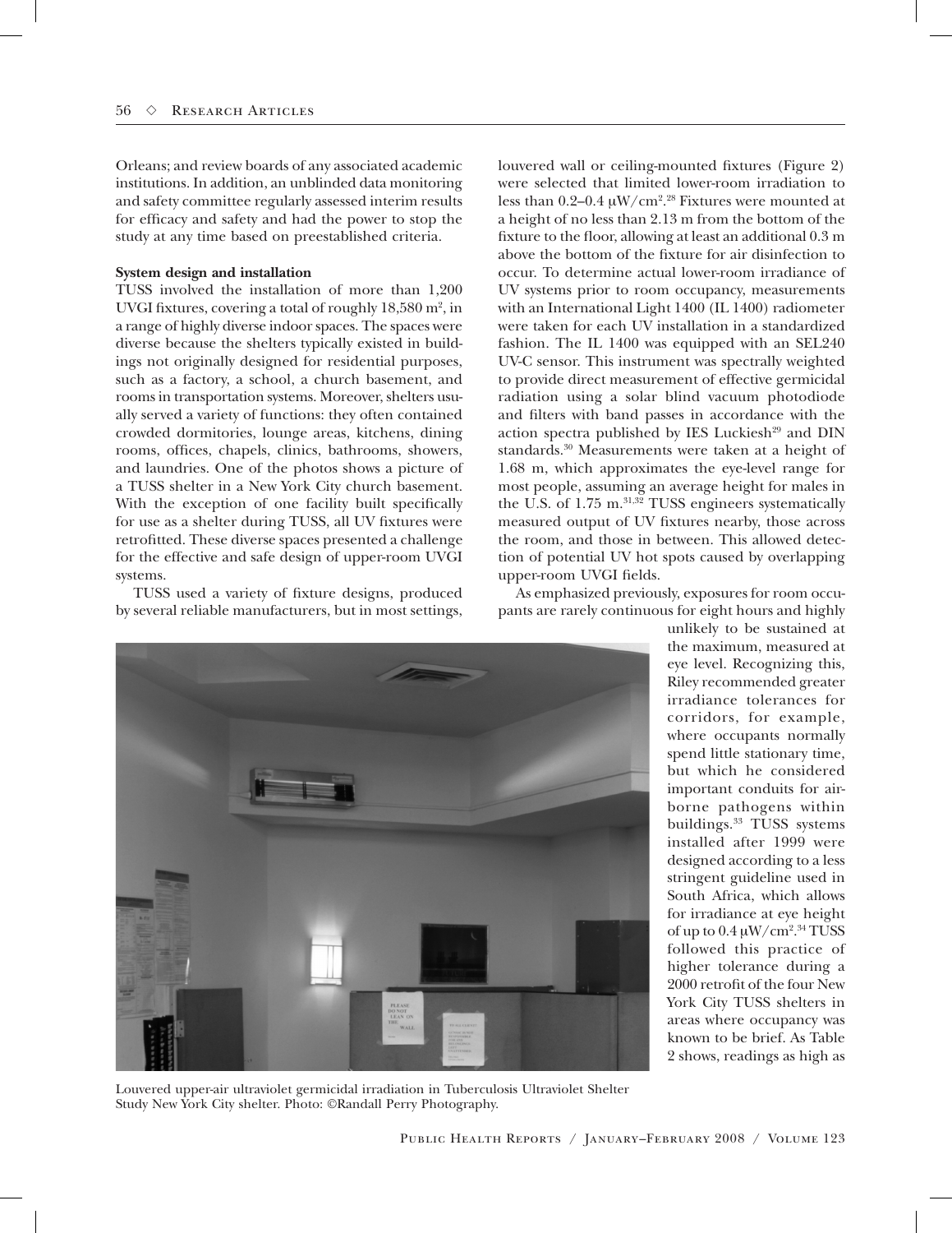Orleans; and review boards of any associated academic institutions. In addition, an unblinded data monitoring and safety committee regularly assessed interim results for efficacy and safety and had the power to stop the study at any time based on preestablished criteria.

**System design and installation**

TUSS involved the installation of more than 1,200 UVGI fixtures, covering a total of roughly 18,580 $m^2$, in a range of highly diverse indoor spaces. The spaces were diverse because the shelters typically existed in buildings not originally designed for residential purposes, such as a factory, a school, a church basement, and rooms in transportation systems. Moreover, shelters usually served a variety of functions: they often contained crowded dormitories, lounge areas, kitchens, dining rooms, offices, chapels, clinics, bathrooms, showers, and laundries. One of the photos shows a picture of a TUSS shelter in a New York City church basement. With the exception of one facility built specifically for use as a shelter during TUSS, all UV fixtures were retrofitted. These diverse spaces presented a challenge for the effective and safe design of upper-room UVGI systems.

TUSS used a variety of fixture designs, produced by several reliable manufacturers, but in most settings, louvered wall or ceiling-mounted fixtures (Figure 2) were selected that limited lower-room irradiation to less than 0.2–0.4 $\mu W/cm^2$.[28] Fixtures were mounted at a height of no less than 2.13 m from the bottom of the fixture to the floor, allowing at least an additional 0.3 m above the bottom of the fixture for air disinfection to occur. To determine actual lower-room irradiance of UV systems prior to room occupancy, measurements with an International Light 1400 (IL 1400) radiometer were taken for each UV installation in a standardized fashion. The IL 1400 was equipped with an SEL240 UV-C sensor. This instrument was spectrally weighted to provide direct measurement of effective germicidal radiation using a solar blind vacuum photodiode and filters with band passes in accordance with the action spectra published by IES Luckiesh[29] and DIN standards.[30] Measurements were taken at a height of 1.68 m, which approximates the eye-level range for most people, assuming an average height for males in the U.S. of 1.75 m.[31,32] TUSS engineers systematically measured output of UV fixtures nearby, those across the room, and those in between. This allowed detection of potential UV hot spots caused by overlapping upper-room UVGI fields.

As emphasized previously, exposures for room occupants are rarely continuous for eight hours and highly unlikely to be sustained at the maximum, measured at eye level. Recognizing this, Riley recommended greater irradiance tolerances for corridors, for example, where occupants normally spend little stationary time, but which he considered important conduits for airborne pathogens within buildings.[33] TUSS systems installed after 1999 were designed according to a less stringent guideline used in South Africa, which allows for irradiance at eye height of up to 0.4 $\mu W/cm^2$.[34] TUSS followed this practice of higher tolerance during a 2000 retrofit of the four New York City TUSS shelters in areas where occupancy was known to be brief. As Table 2 shows, readings as high as

Louvered upper-air ultraviolet germicidal irradiation in Tuberculosis Ultraviolet Shelter Study New York City shelter. Photo: ©Randall Perry Photography.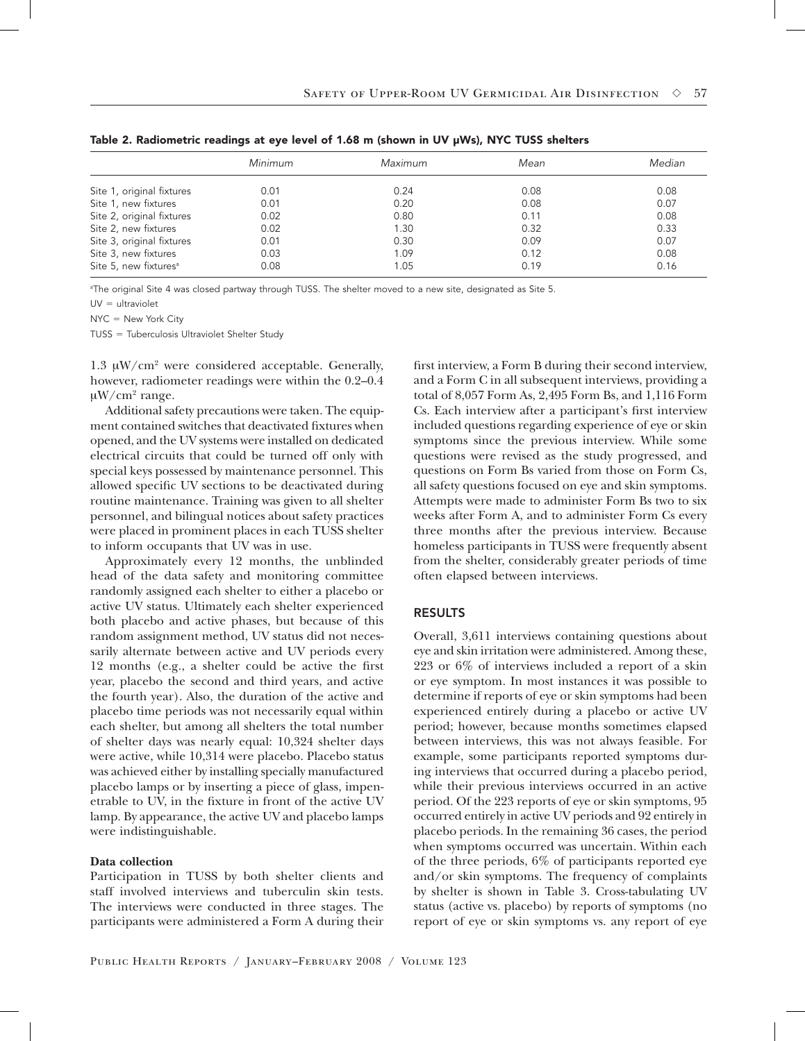Table 2. Radiometric readings at eye level of 1.68 m (shown in UV μWs), NYC TUSS shelters

| | Minimum | Maximum | Mean | Median |
|---|---|---|---|---|
| Site 1, original fixtures | 0.01 | 0.24 | 0.08 | 0.08 |
| Site 1, new fixtures | 0.01 | 0.20 | 0.08 | 0.07 |
| Site 2, original fixtures | 0.02 | 0.80 | 0.11 | 0.08 |
| Site 2, new fixtures | 0.02 | 1.30 | 0.32 | 0.33 |
| Site 3, original fixtures | 0.01 | 0.30 | 0.09 | 0.07 |
| Site 3, new fixtures | 0.03 | 1.09 | 0.12 | 0.08 |
| Site 5, new fixtures[a] | 0.08 | 1.05 | 0.19 | 0.16 |

[a]The original Site 4 was closed partway through TUSS. The shelter moved to a new site, designated as Site 5.

UV = ultraviolet

NYC = New York City

TUSS = Tuberculosis Ultraviolet Shelter Study

1.3 μW/cm² were considered acceptable. Generally, however, radiometer readings were within the 0.2–0.4 μW/cm² range.

Additional safety precautions were taken. The equipment contained switches that deactivated fixtures when opened, and the UV systems were installed on dedicated electrical circuits that could be turned off only with special keys possessed by maintenance personnel. This allowed specific UV sections to be deactivated during routine maintenance. Training was given to all shelter personnel, and bilingual notices about safety practices were placed in prominent places in each TUSS shelter to inform occupants that UV was in use.

Approximately every 12 months, the unblinded head of the data safety and monitoring committee randomly assigned each shelter to either a placebo or active UV status. Ultimately each shelter experienced both placebo and active phases, but because of this random assignment method, UV status did not necessarily alternate between active and UV periods every 12 months (e.g., a shelter could be active the first year, placebo the second and third years, and active the fourth year). Also, the duration of the active and placebo time periods was not necessarily equal within each shelter, but among all shelters the total number of shelter days was nearly equal: 10,324 shelter days were active, while 10,314 were placebo. Placebo status was achieved either by installing specially manufactured placebo lamps or by inserting a piece of glass, impenetrable to UV, in the fixture in front of the active UV lamp. By appearance, the active UV and placebo lamps were indistinguishable.

**Data collection**

Participation in TUSS by both shelter clients and staff involved interviews and tuberculin skin tests. The interviews were conducted in three stages. The participants were administered a Form A during their first interview, a Form B during their second interview, and a Form C in all subsequent interviews, providing a total of 8,057 Form As, 2,495 Form Bs, and 1,116 Form Cs. Each interview after a participant's first interview included questions regarding experience of eye or skin symptoms since the previous interview. While some questions were revised as the study progressed, and questions on Form Bs varied from those on Form Cs, all safety questions focused on eye and skin symptoms. Attempts were made to administer Form Bs two to six weeks after Form A, and to administer Form Cs every three months after the previous interview. Because homeless participants in TUSS were frequently absent from the shelter, considerably greater periods of time often elapsed between interviews.

## RESULTS

Overall, 3,611 interviews containing questions about eye and skin irritation were administered. Among these, 223 or 6% of interviews included a report of a skin or eye symptom. In most instances it was possible to determine if reports of eye or skin symptoms had been experienced entirely during a placebo or active UV period; however, because months sometimes elapsed between interviews, this was not always feasible. For example, some participants reported symptoms during interviews that occurred during a placebo period, while their previous interviews occurred in an active period. Of the 223 reports of eye or skin symptoms, 95 occurred entirely in active UV periods and 92 entirely in placebo periods. In the remaining 36 cases, the period when symptoms occurred was uncertain. Within each of the three periods, 6% of participants reported eye and/or skin symptoms. The frequency of complaints by shelter is shown in Table 3. Cross-tabulating UV status (active vs. placebo) by reports of symptoms (no report of eye or skin symptoms vs. any report of eye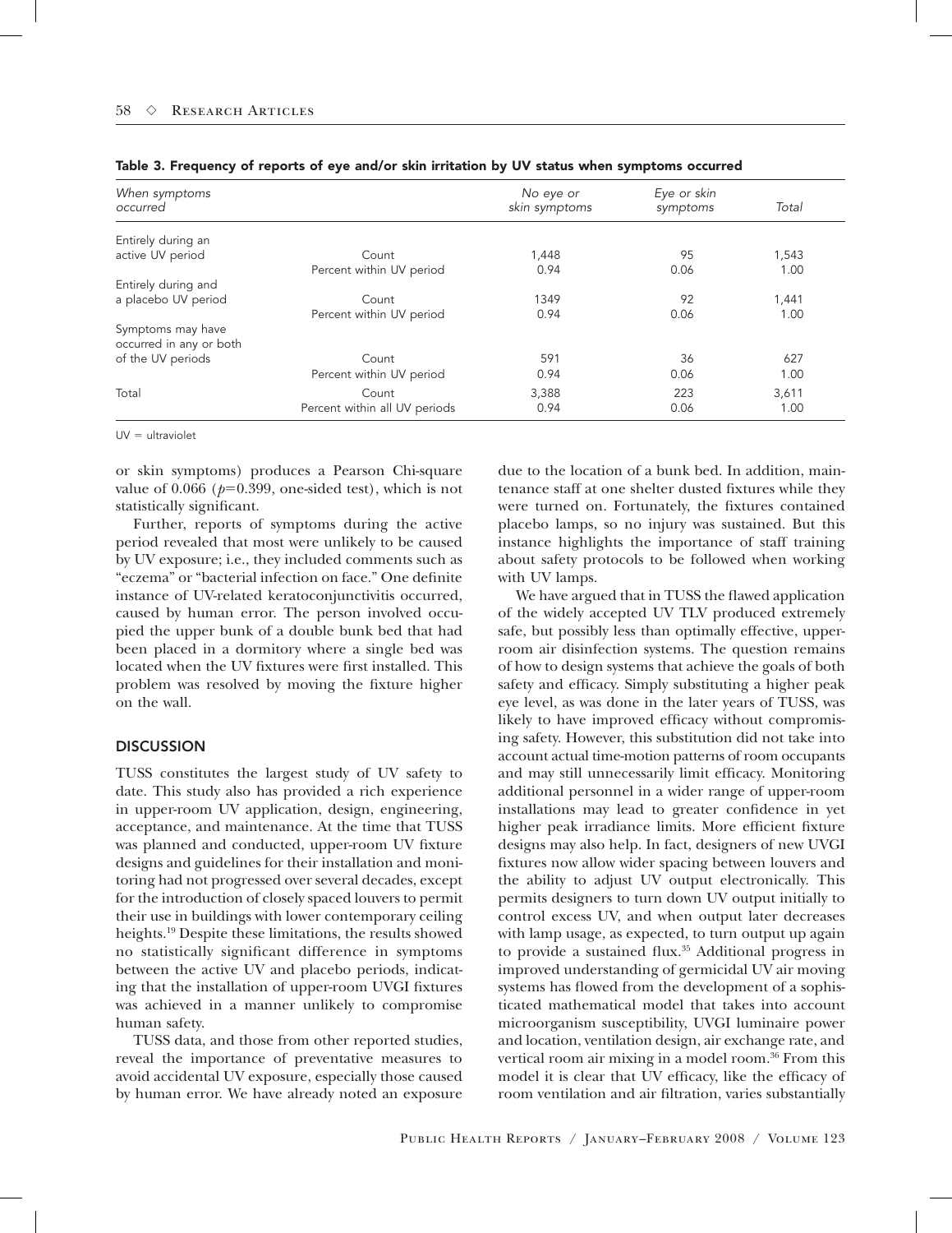**Table 3. Frequency of reports of eye and/or skin irritation by UV status when symptoms occurred**

| When symptoms occurred | | No eye or skin symptoms | Eye or skin symptoms | Total |
|---|---|---|---|---|
| Entirely during an active UV period | Count | 1,448 | 95 | 1,543 |
| | Percent within UV period | 0.94 | 0.06 | 1.00 |
| Entirely during and a placebo UV period | Count | 1349 | 92 | 1,441 |
| | Percent within UV period | 0.94 | 0.06 | 1.00 |
| Symptoms may have occurred in any or both of the UV periods | Count | 591 | 36 | 627 |
| | Percent within UV period | 0.94 | 0.06 | 1.00 |
| Total | Count | 3,388 | 223 | 3,611 |
| | Percent within all UV periods | 0.94 | 0.06 | 1.00 |

UV = ultraviolet

or skin symptoms) produces a Pearson Chi-square value of 0.066 ($p$=0.399, one-sided test), which is not statistically significant.

Further, reports of symptoms during the active period revealed that most were unlikely to be caused by UV exposure; i.e., they included comments such as "eczema" or "bacterial infection on face." One definite instance of UV-related keratoconjunctivitis occurred, caused by human error. The person involved occupied the upper bunk of a double bunk bed that had been placed in a dormitory where a single bed was located when the UV fixtures were first installed. This problem was resolved by moving the fixture higher on the wall.

## DISCUSSION

TUSS constitutes the largest study of UV safety to date. This study also has provided a rich experience in upper-room UV application, design, engineering, acceptance, and maintenance. At the time that TUSS was planned and conducted, upper-room UV fixture designs and guidelines for their installation and monitoring had not progressed over several decades, except for the introduction of closely spaced louvers to permit their use in buildings with lower contemporary ceiling heights.[19] Despite these limitations, the results showed no statistically significant difference in symptoms between the active UV and placebo periods, indicating that the installation of upper-room UVGI fixtures was achieved in a manner unlikely to compromise human safety.

TUSS data, and those from other reported studies, reveal the importance of preventative measures to avoid accidental UV exposure, especially those caused by human error. We have already noted an exposure due to the location of a bunk bed. In addition, maintenance staff at one shelter dusted fixtures while they were turned on. Fortunately, the fixtures contained placebo lamps, so no injury was sustained. But this instance highlights the importance of staff training about safety protocols to be followed when working with UV lamps.

We have argued that in TUSS the flawed application of the widely accepted UV TLV produced extremely safe, but possibly less than optimally effective, upper-room air disinfection systems. The question remains of how to design systems that achieve the goals of both safety and efficacy. Simply substituting a higher peak eye level, as was done in the later years of TUSS, was likely to have improved efficacy without compromising safety. However, this substitution did not take into account actual time-motion patterns of room occupants and may still unnecessarily limit efficacy. Monitoring additional personnel in a wider range of upper-room installations may lead to greater confidence in yet higher peak irradiance limits. More efficient fixture designs may also help. In fact, designers of new UVGI fixtures now allow wider spacing between louvers and the ability to adjust UV output electronically. This permits designers to turn down UV output initially to control excess UV, and when output later decreases with lamp usage, as expected, to turn output up again to provide a sustained flux.[35] Additional progress in improved understanding of germicidal UV air moving systems has flowed from the development of a sophisticated mathematical model that takes into account microorganism susceptibility, UVGI luminaire power and location, ventilation design, air exchange rate, and vertical room air mixing in a model room.[36] From this model it is clear that UV efficacy, like the efficacy of room ventilation and air filtration, varies substantially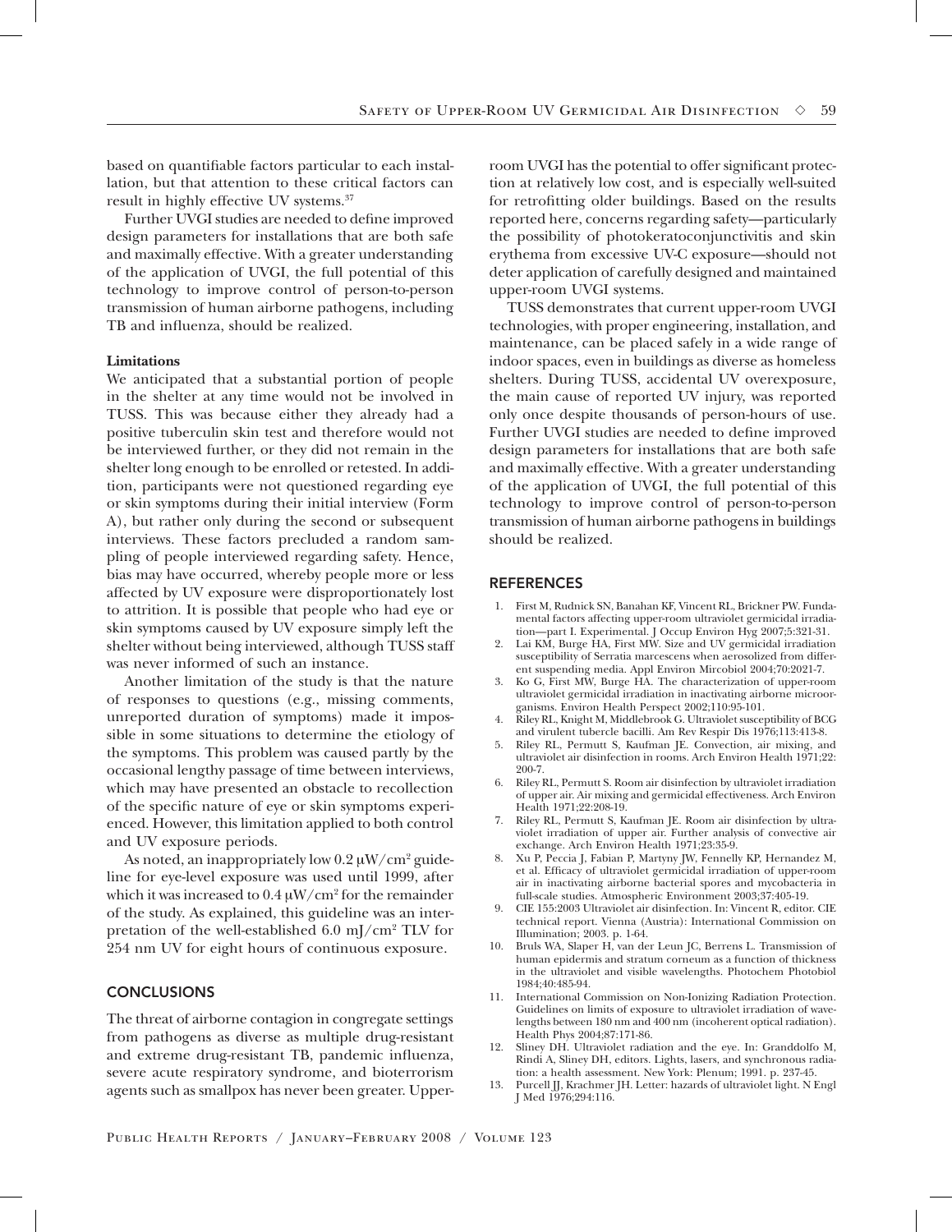based on quantifiable factors particular to each installation, but that attention to these critical factors can result in highly effective UV systems.[37]

Further UVGI studies are needed to define improved design parameters for installations that are both safe and maximally effective. With a greater understanding of the application of UVGI, the full potential of this technology to improve control of person-to-person transmission of human airborne pathogens, including TB and influenza, should be realized.

### Limitations

We anticipated that a substantial portion of people in the shelter at any time would not be involved in TUSS. This was because either they already had a positive tuberculin skin test and therefore would not be interviewed further, or they did not remain in the shelter long enough to be enrolled or retested. In addition, participants were not questioned regarding eye or skin symptoms during their initial interview (Form A), but rather only during the second or subsequent interviews. These factors precluded a random sampling of people interviewed regarding safety. Hence, bias may have occurred, whereby people more or less affected by UV exposure were disproportionately lost to attrition. It is possible that people who had eye or skin symptoms caused by UV exposure simply left the shelter without being interviewed, although TUSS staff was never informed of such an instance.

Another limitation of the study is that the nature of responses to questions (e.g., missing comments, unreported duration of symptoms) made it impossible in some situations to determine the etiology of the symptoms. This problem was caused partly by the occasional lengthy passage of time between interviews, which may have presented an obstacle to recollection of the specific nature of eye or skin symptoms experienced. However, this limitation applied to both control and UV exposure periods.

As noted, an inappropriately low 0.2 $\mu W/cm^2$ guideline for eye-level exposure was used until 1999, after which it was increased to 0.4 $\mu W/cm^2$ for the remainder of the study. As explained, this guideline was an interpretation of the well-established 6.0 $mJ/cm^2$ TLV for 254 nm UV for eight hours of continuous exposure.

## CONCLUSIONS

The threat of airborne contagion in congregate settings from pathogens as diverse as multiple drug-resistant and extreme drug-resistant TB, pandemic influenza, severe acute respiratory syndrome, and bioterrorism agents such as smallpox has never been greater. Upper-room UVGI has the potential to offer significant protection at relatively low cost, and is especially well-suited for retrofitting older buildings. Based on the results reported here, concerns regarding safety—particularly the possibility of photokeratoconjunctivitis and skin erythema from excessive UV-C exposure—should not deter application of carefully designed and maintained upper-room UVGI systems.

TUSS demonstrates that current upper-room UVGI technologies, with proper engineering, installation, and maintenance, can be placed safely in a wide range of indoor spaces, even in buildings as diverse as homeless shelters. During TUSS, accidental UV overexposure, the main cause of reported UV injury, was reported only once despite thousands of person-hours of use. Further UVGI studies are needed to define improved design parameters for installations that are both safe and maximally effective. With a greater understanding of the application of UVGI, the full potential of this technology to improve control of person-to-person transmission of human airborne pathogens in buildings should be realized.

## REFERENCES

1. First M, Rudnick SN, Banahan KF, Vincent RL, Brickner PW. Fundamental factors affecting upper-room ultraviolet germicidal irradiation—part I. Experimental. J Occup Environ Hyg 2007;5:321-31.
2. Lai KM, Burge HA, First MW. Size and UV germicidal irradiation susceptibility of Serratia marcescens when aerosolized from different suspending media. Appl Environ Mircobiol 2004;70:2021-7.
3. Ko G, First MW, Burge HA. The characterization of upper-room ultraviolet germicidal irradiation in inactivating airborne microorganisms. Environ Health Perspect 2002;110:95-101.
4. Riley RL, Knight M, Middlebrook G. Ultraviolet susceptibility of BCG and virulent tubercle bacilli. Am Rev Respir Dis 1976;113:413-8.
5. Riley RL, Permutt S, Kaufman JE. Convection, air mixing, and ultraviolet air disinfection in rooms. Arch Environ Health 1971;22:200-7.
6. Riley RL, Permutt S. Room air disinfection by ultraviolet irradiation of upper air. Air mixing and germicidal effectiveness. Arch Environ Health 1971;22:208-19.
7. Riley RL, Permutt S, Kaufman JE. Room air disinfection by ultraviolet irradiation of upper air. Further analysis of convective air exchange. Arch Environ Health 1971;23:35-9.
8. Xu P, Peccia J, Fabian P, Martyny JW, Fennelly KP, Hernandez M, et al. Efficacy of ultraviolet germicidal irradiation of upper-room air in inactivating airborne bacterial spores and mycobacteria in full-scale studies. Atmospheric Environment 2003;37:405-19.
9. CIE 155:2003 Ultraviolet air disinfection. In: Vincent R, editor. CIE technical report. Vienna (Austria): International Commission on Illumination; 2003. p. 1-64.
10. Bruls WA, Slaper H, van der Leun JC, Berrens L. Transmission of human epidermis and stratum corneum as a function of thickness in the ultraviolet and visible wavelengths. Photochem Photobiol 1984;40:485-94.
11. International Commission on Non-Ionizing Radiation Protection. Guidelines on limits of exposure to ultraviolet irradiation of wavelengths between 180 nm and 400 nm (incoherent optical radiation). Health Phys 2004;87:171-86.
12. Sliney DH. Ultraviolet radiation and the eye. In: Granddolfo M, Rindi A, Sliney DH, editors. Lights, lasers, and synchronous radiation: a health assessment. New York: Plenum; 1991. p. 237-45.
13. Purcell JJ, Krachmer JH. Letter: hazards of ultraviolet light. N Engl J Med 1976;294:116.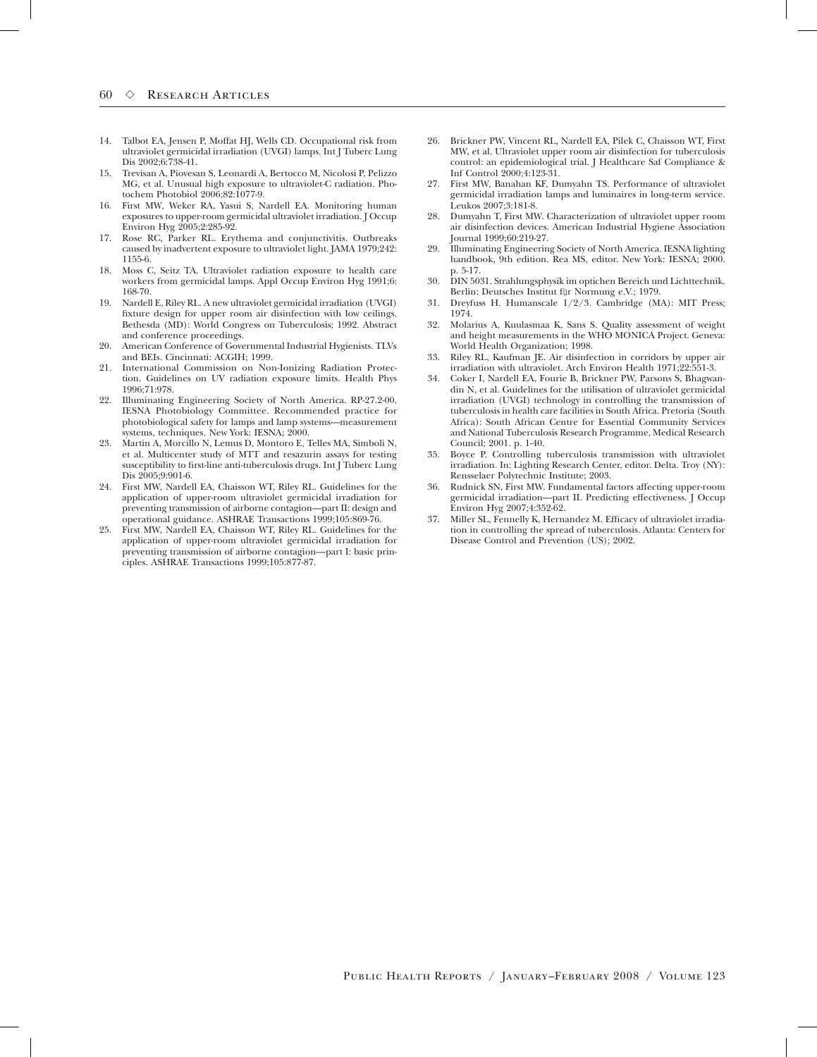14. Talbot EA, Jensen P, Moffat HJ, Wells CD. Occupational risk from ultraviolet germicidal irradiation (UVGI) lamps. Int J Tuberc Lung Dis 2002;6:738-41.
15. Trevisan A, Piovesan S, Leonardi A, Bertocco M, Nicolosi P, Pelizzo MG, et al. Unusual high exposure to ultraviolet-C radiation. Photochem Photobiol 2006;82:1077-9.
16. First MW, Weker RA, Yasui S, Nardell EA. Monitoring human exposures to upper-room germicidal ultraviolet irradiation. J Occup Environ Hyg 2005;2:285-92.
17. Rose RC, Parker RL. Erythema and conjunctivitis. Outbreaks caused by inadvertent exposure to ultraviolet light. JAMA 1979;242:1155-6.
18. Moss C, Seitz TA. Ultraviolet radiation exposure to health care workers from germicidal lamps. Appl Occup Environ Hyg 1991;6:168-70.
19. Nardell E, Riley RL. A new ultraviolet germicidal irradiation (UVGI) fixture design for upper room air disinfection with low ceilings. Bethesda (MD): World Congress on Tuberculosis; 1992. Abstract and conference proceedings.
20. American Conference of Governmental Industrial Hygienists. TLVs and BEIs. Cincinnati: ACGIH; 1999.
21. International Commission on Non-Ionizing Radiation Protection. Guidelines on UV radiation exposure limits. Health Phys 1996;71:978.
22. Illuminating Engineering Society of North America. RP-27.2-00. IESNA Photobiology Committee. Recommended practice for photobiological safety for lamps and lamp systems—measurement systems, techniques. New York: IESNA; 2000.
23. Martin A, Morcillo N, Lemus D, Montoro E, Telles MA, Simboli N, et al. Multicenter study of MTT and resazurin assays for testing susceptibility to first-line anti-tuberculosis drugs. Int J Tuberc Lung Dis 2005;9:901-6.
24. First MW, Nardell EA, Chaisson WT, Riley RL. Guidelines for the application of upper-room ultraviolet germicidal irradiation for preventing transmission of airborne contagion—part II: design and operational guidance. ASHRAE Transactions 1999;105:869-76.
25. First MW, Nardell EA, Chaisson WT, Riley RL. Guidelines for the application of upper-room ultraviolet germicidal irradiation for preventing transmission of airborne contagion—part I: basic principles. ASHRAE Transactions 1999;105:877-87.
26. Brickner PW, Vincent RL, Nardell EA, Pilek C, Chaisson WT, First MW, et al. Ultraviolet upper room air disinfection for tuberculosis control: an epidemiological trial. J Healthcare Saf Compliance & Inf Control 2000;4:123-31.
27. First MW, Banahan KF, Dumyahn TS. Performance of ultraviolet germicidal irradiation lamps and luminaires in long-term service. Leukos 2007;3:181-8.
28. Dumyahn T, First MW. Characterization of ultraviolet upper room air disinfection devices. American Industrial Hygiene Association Journal 1999;60:219-27.
29. Illuminating Engineering Society of North America. IESNA lighting handbook, 9th edition. Rea MS, editor. New York: IESNA; 2000. p. 5-17.
30. DIN 5031. Strahlungsphysik im optichen Bereich und Lichttechnik. Berlin: Deutsches Institut für Normung e.V.; 1979.
31. Dreyfuss H. Humanscale 1/2/3. Cambridge (MA): MIT Press; 1974.
32. Molarius A, Kuulasmaa K, Sans S. Quality assessment of weight and height measurements in the WHO MONICA Project. Geneva: World Health Organization; 1998.
33. Riley RL, Kaufman JE. Air disinfection in corridors by upper air irradiation with ultraviolet. Arch Environ Health 1971;22:551-3.
34. Coker I, Nardell EA, Fourie B, Brickner PW, Parsons S, Bhagwandin N, et al. Guidelines for the utilisation of ultraviolet germicidal irradiation (UVGI) technology in controlling the transmission of tuberculosis in health care facilities in South Africa. Pretoria (South Africa): South African Centre for Essential Community Services and National Tuberculosis Research Programme, Medical Research Council; 2001. p. 1-40.
35. Boyce P. Controlling tuberculosis transmission with ultraviolet irradiation. In: Lighting Research Center, editor. Delta. Troy (NY): Rensselaer Polytechnic Institute; 2003.
36. Rudnick SN, First MW. Fundamental factors affecting upper-room germicidal irradiation—part II. Predicting effectiveness. J Occup Environ Hyg 2007;4:352-62.
37. Miller SL, Fennelly K, Hernandez M. Efficacy of ultraviolet irradiation in controlling the spread of tuberculosis. Atlanta: Centers for Disease Control and Prevention (US); 2002.